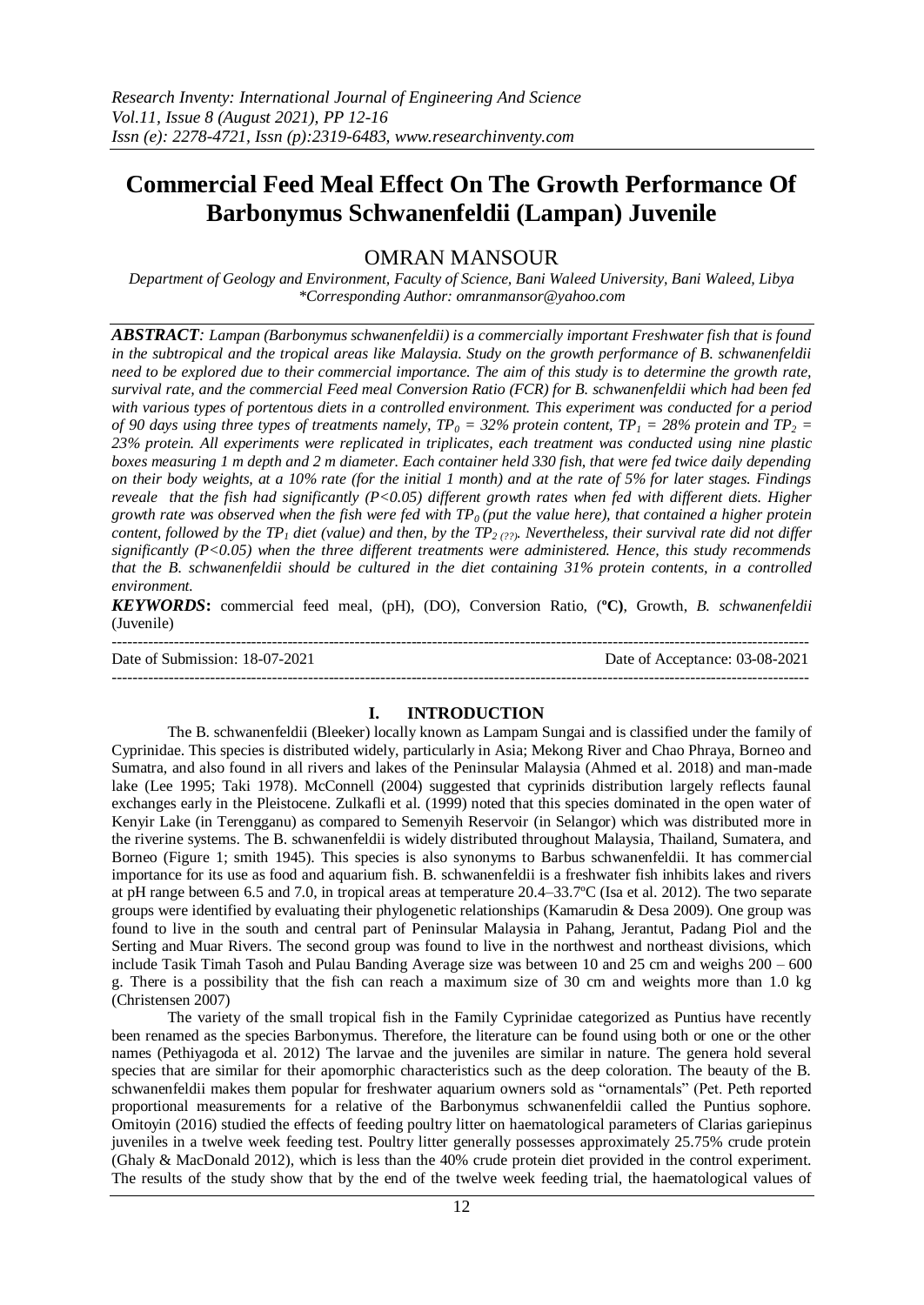# Commercial Feed Meal Effect On The Growth Performance Of Barbonymus Schwanenfeldii (Lampan) Juvenile

## OMRAN MANSOUR

*Department of Geology and Environment, Faculty of Science, Bani Waleed University, Bani Waleed, Libya*
*\*Corresponding Author: omranmansor@yahoo.com*

***ABSTRACT**: Lampan (Barbonymus schwanenfeldii) is a commercially important Freshwater fish that is found in the subtropical and the tropical areas like Malaysia. Study on the growth performance of B. schwanenfeldii need to be explored due to their commercial importance. The aim of this study is to determine the growth rate, survival rate, and the commercial Feed meal Conversion Ratio (FCR) for B. schwanenfeldii which had been fed with various types of portentous diets in a controlled environment. This experiment was conducted for a period of 90 days using three types of treatments namely, $TP_0$ = 32% protein content, $TP_1$ = 28% protein and $TP_2$ = 23% protein. All experiments were replicated in triplicates, each treatment was conducted using nine plastic boxes measuring 1 m depth and 2 m diameter. Each container held 330 fish, that were fed twice daily depending on their body weights, at a 10% rate (for the initial 1 month) and at the rate of 5% for later stages. Findings reveale that the fish had significantly (P<0.05) different growth rates when fed with different diets. Higher growth rate was observed when the fish were fed with $TP_0$ (put the value here), that contained a higher protein content, followed by the $TP_1$ diet (value) and then, by the $TP_{2\,(??)}$. Nevertheless, their survival rate did not differ significantly (P<0.05) when the three different treatments were administered. Hence, this study recommends that the B. schwanenfeldii should be cultured in the diet containing 31% protein contents, in a controlled environment.*

**KEYWORDS:** commercial feed meal, (pH), (DO), Conversion Ratio, (**ºC**), Growth, *B. schwanenfeldii* (Juvenile)

---

Date of Submission: 18-07-2021 | Date of Acceptance: 03-08-2021

---

## I. INTRODUCTION

The B. schwanenfeldii (Bleeker) locally known as Lampam Sungai and is classified under the family of Cyprinidae. This species is distributed widely, particularly in Asia; Mekong River and Chao Phraya, Borneo and Sumatra, and also found in all rivers and lakes of the Peninsular Malaysia (Ahmed et al. 2018) and man-made lake (Lee 1995; Taki 1978). McConnell (2004) suggested that cyprinids distribution largely reflects faunal exchanges early in the Pleistocene. Zulkafli et al. (1999) noted that this species dominated in the open water of Kenyir Lake (in Terengganu) as compared to Semenyih Reservoir (in Selangor) which was distributed more in the riverine systems. The B. schwanenfeldii is widely distributed throughout Malaysia, Thailand, Sumatera, and Borneo (Figure 1; smith 1945). This species is also synonyms to Barbus schwanenfeldii. It has commercial importance for its use as food and aquarium fish. B. schwanenfeldii is a freshwater fish inhibits lakes and rivers at pH range between 6.5 and 7.0, in tropical areas at temperature 20.4–33.7ºC (Isa et al. 2012). The two separate groups were identified by evaluating their phylogenetic relationships (Kamarudin & Desa 2009). One group was found to live in the south and central part of Peninsular Malaysia in Pahang, Jerantut, Padang Piol and the Serting and Muar Rivers. The second group was found to live in the northwest and northeast divisions, which include Tasik Timah Tasoh and Pulau Banding Average size was between 10 and 25 cm and weighs 200 – 600 g. There is a possibility that the fish can reach a maximum size of 30 cm and weights more than 1.0 kg (Christensen 2007)

The variety of the small tropical fish in the Family Cyprinidae categorized as Puntius have recently been renamed as the species Barbonymus. Therefore, the literature can be found using both or one or the other names (Pethiyagoda et al. 2012) The larvae and the juveniles are similar in nature. The genera hold several species that are similar for their apomorphic characteristics such as the deep coloration. The beauty of the B. schwanenfeldii makes them popular for freshwater aquarium owners sold as "ornamentals" (Pet. Peth reported proportional measurements for a relative of the Barbonymus schwanenfeldii called the Puntius sophore. Omitoyin (2016) studied the effects of feeding poultry litter on haematological parameters of Clarias gariepinus juveniles in a twelve week feeding test. Poultry litter generally possesses approximately 25.75% crude protein (Ghaly & MacDonald 2012), which is less than the 40% crude protein diet provided in the control experiment. The results of the study show that by the end of the twelve week feeding trial, the haematological values of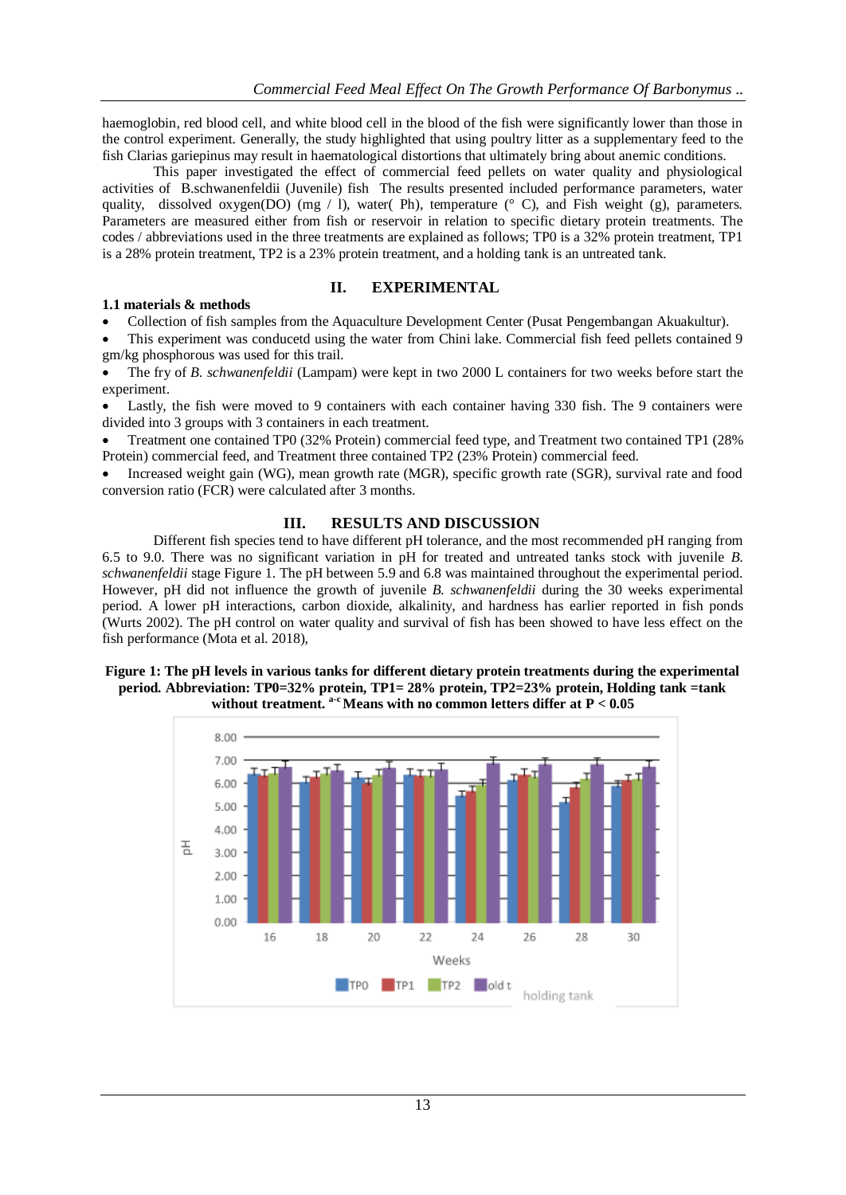haemoglobin, red blood cell, and white blood cell in the blood of the fish were significantly lower than those in the control experiment. Generally, the study highlighted that using poultry litter as a supplementary feed to the fish Clarias gariepinus may result in haematological distortions that ultimately bring about anemic conditions.

This paper investigated the effect of commercial feed pellets on water quality and physiological activities of B.schwanenfeldii (Juvenile) fish The results presented included performance parameters, water quality, dissolved oxygen(DO) (mg / l), water( Ph), temperature (° C), and Fish weight (g), parameters. Parameters are measured either from fish or reservoir in relation to specific dietary protein treatments. The codes / abbreviations used in the three treatments are explained as follows; TP0 is a 32% protein treatment, TP1 is a 28% protein treatment, TP2 is a 23% protein treatment, and a holding tank is an untreated tank.

## II. EXPERIMENTAL

### 1.1 materials & methods

- Collection of fish samples from the Aquaculture Development Center (Pusat Pengembangan Akuakultur).
- This experiment was conducetd using the water from Chini lake. Commercial fish feed pellets contained 9 gm/kg phosphorous was used for this trail.
- The fry of *B. schwanenfeldii* (Lampam) were kept in two 2000 L containers for two weeks before start the experiment.
- Lastly, the fish were moved to 9 containers with each container having 330 fish. The 9 containers were divided into 3 groups with 3 containers in each treatment.
- Treatment one contained TP0 (32% Protein) commercial feed type, and Treatment two contained TP1 (28% Protein) commercial feed, and Treatment three contained TP2 (23% Protein) commercial feed.
- Increased weight gain (WG), mean growth rate (MGR), specific growth rate (SGR), survival rate and food conversion ratio (FCR) were calculated after 3 months.

## III. RESULTS AND DISCUSSION

Different fish species tend to have different pH tolerance, and the most recommended pH ranging from 6.5 to 9.0. There was no significant variation in pH for treated and untreated tanks stock with juvenile *B. schwanenfeldii* stage Figure 1. The pH between 5.9 and 6.8 was maintained throughout the experimental period. However, pH did not influence the growth of juvenile *B. schwanenfeldii* during the 30 weeks experimental period. A lower pH interactions, carbon dioxide, alkalinity, and hardness has earlier reported in fish ponds (Wurts 2002). The pH control on water quality and survival of fish has been showed to have less effect on the fish performance (Mota et al. 2018),

**Figure 1: The pH levels in various tanks for different dietary protein treatments during the experimental period. Abbreviation: TP0=32% protein, TP1= 28% protein, TP2=23% protein, Holding tank =tank without treatment. a-c Means with no common letters differ at P < 0.05**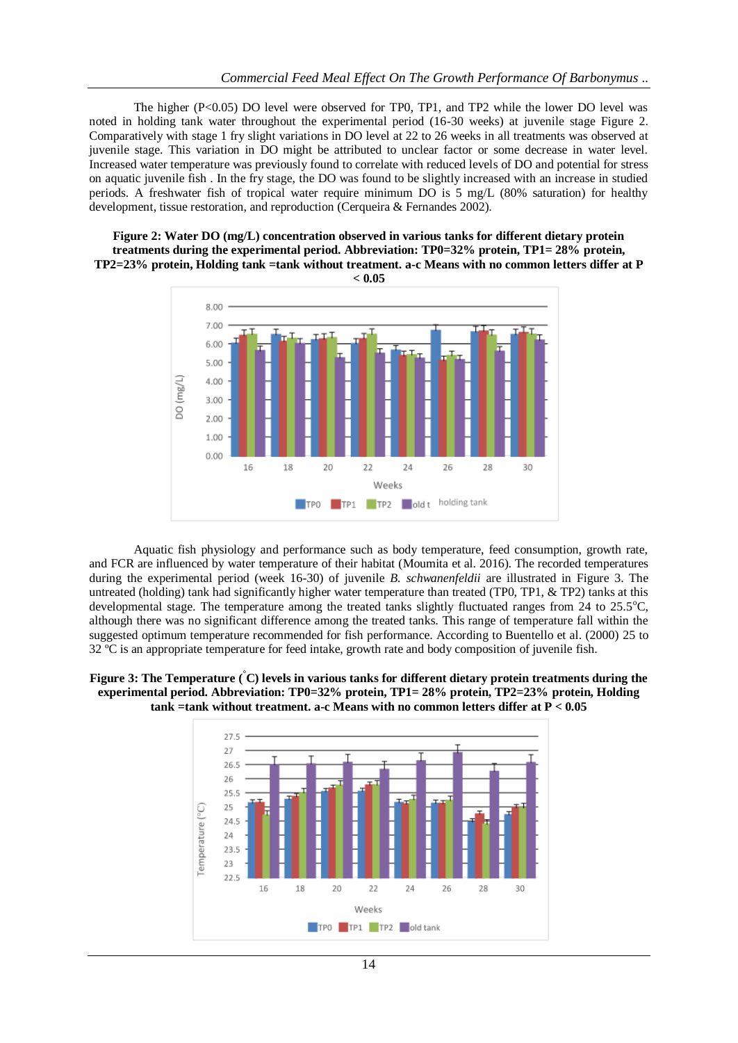The higher (P<0.05) DO level were observed for TP0, TP1, and TP2 while the lower DO level was noted in holding tank water throughout the experimental period (16-30 weeks) at juvenile stage Figure 2. Comparatively with stage 1 fry slight variations in DO level at 22 to 26 weeks in all treatments was observed at juvenile stage. This variation in DO might be attributed to unclear factor or some decrease in water level. Increased water temperature was previously found to correlate with reduced levels of DO and potential for stress on aquatic juvenile fish . In the fry stage, the DO was found to be slightly increased with an increase in studied periods. A freshwater fish of tropical water require minimum DO is 5 mg/L (80% saturation) for healthy development, tissue restoration, and reproduction (Cerqueira & Fernandes 2002).

**Figure 2: Water DO (mg/L) concentration observed in various tanks for different dietary protein treatments during the experimental period. Abbreviation: TP0=32% protein, TP1= 28% protein, TP2=23% protein, Holding tank =tank without treatment. a-c Means with no common letters differ at P < 0.05**

Aquatic fish physiology and performance such as body temperature, feed consumption, growth rate, and FCR are influenced by water temperature of their habitat (Moumita et al. 2016). The recorded temperatures during the experimental period (week 16-30) of juvenile *B. schwanenfeldii* are illustrated in Figure 3. The untreated (holding) tank had significantly higher water temperature than treated (TP0, TP1, & TP2) tanks at this developmental stage. The temperature among the treated tanks slightly fluctuated ranges from 24 to 25.5°C, although there was no significant difference among the treated tanks. This range of temperature fall within the suggested optimum temperature recommended for fish performance. According to Buentello et al. (2000) 25 to 32 ºC is an appropriate temperature for feed intake, growth rate and body composition of juvenile fish.

**Figure 3: The Temperature (°C) levels in various tanks for different dietary protein treatments during the experimental period. Abbreviation: TP0=32% protein, TP1= 28% protein, TP2=23% protein, Holding tank =tank without treatment. a-c Means with no common letters differ at P < 0.05**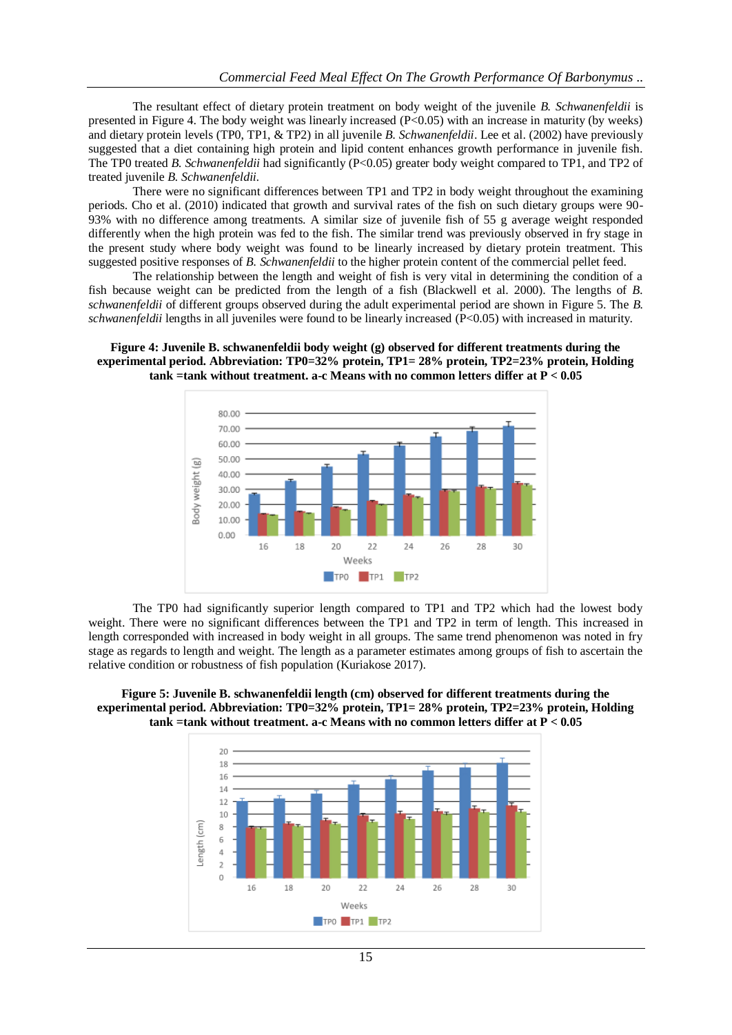The resultant effect of dietary protein treatment on body weight of the juvenile *B. Schwanenfeldii* is presented in Figure 4. The body weight was linearly increased (P<0.05) with an increase in maturity (by weeks) and dietary protein levels (TP0, TP1, & TP2) in all juvenile *B. Schwanenfeldii*. Lee et al. (2002) have previously suggested that a diet containing high protein and lipid content enhances growth performance in juvenile fish. The TP0 treated *B. Schwanenfeldii* had significantly (P<0.05) greater body weight compared to TP1, and TP2 of treated juvenile *B. Schwanenfeldii*.

There were no significant differences between TP1 and TP2 in body weight throughout the examining periods. Cho et al. (2010) indicated that growth and survival rates of the fish on such dietary groups were 90-93% with no difference among treatments. A similar size of juvenile fish of 55 g average weight responded differently when the high protein was fed to the fish. The similar trend was previously observed in fry stage in the present study where body weight was found to be linearly increased by dietary protein treatment. This suggested positive responses of *B. Schwanenfeldii* to the higher protein content of the commercial pellet feed.

The relationship between the length and weight of fish is very vital in determining the condition of a fish because weight can be predicted from the length of a fish (Blackwell et al. 2000). The lengths of *B. schwanenfeldii* of different groups observed during the adult experimental period are shown in Figure 5. The *B. schwanenfeldii* lengths in all juveniles were found to be linearly increased (P<0.05) with increased in maturity.

**Figure 4: Juvenile B. schwanenfeldii body weight (g) observed for different treatments during the experimental period. Abbreviation: TP0=32% protein, TP1= 28% protein, TP2=23% protein, Holding tank =tank without treatment. a-c Means with no common letters differ at P < 0.05**

The TP0 had significantly superior length compared to TP1 and TP2 which had the lowest body weight. There were no significant differences between the TP1 and TP2 in term of length. This increased in length corresponded with increased in body weight in all groups. The same trend phenomenon was noted in fry stage as regards to length and weight. The length as a parameter estimates among groups of fish to ascertain the relative condition or robustness of fish population (Kuriakose 2017).

**Figure 5: Juvenile B. schwanenfeldii length (cm) observed for different treatments during the experimental period. Abbreviation: TP0=32% protein, TP1= 28% protein, TP2=23% protein, Holding tank =tank without treatment. a-c Means with no common letters differ at P < 0.05**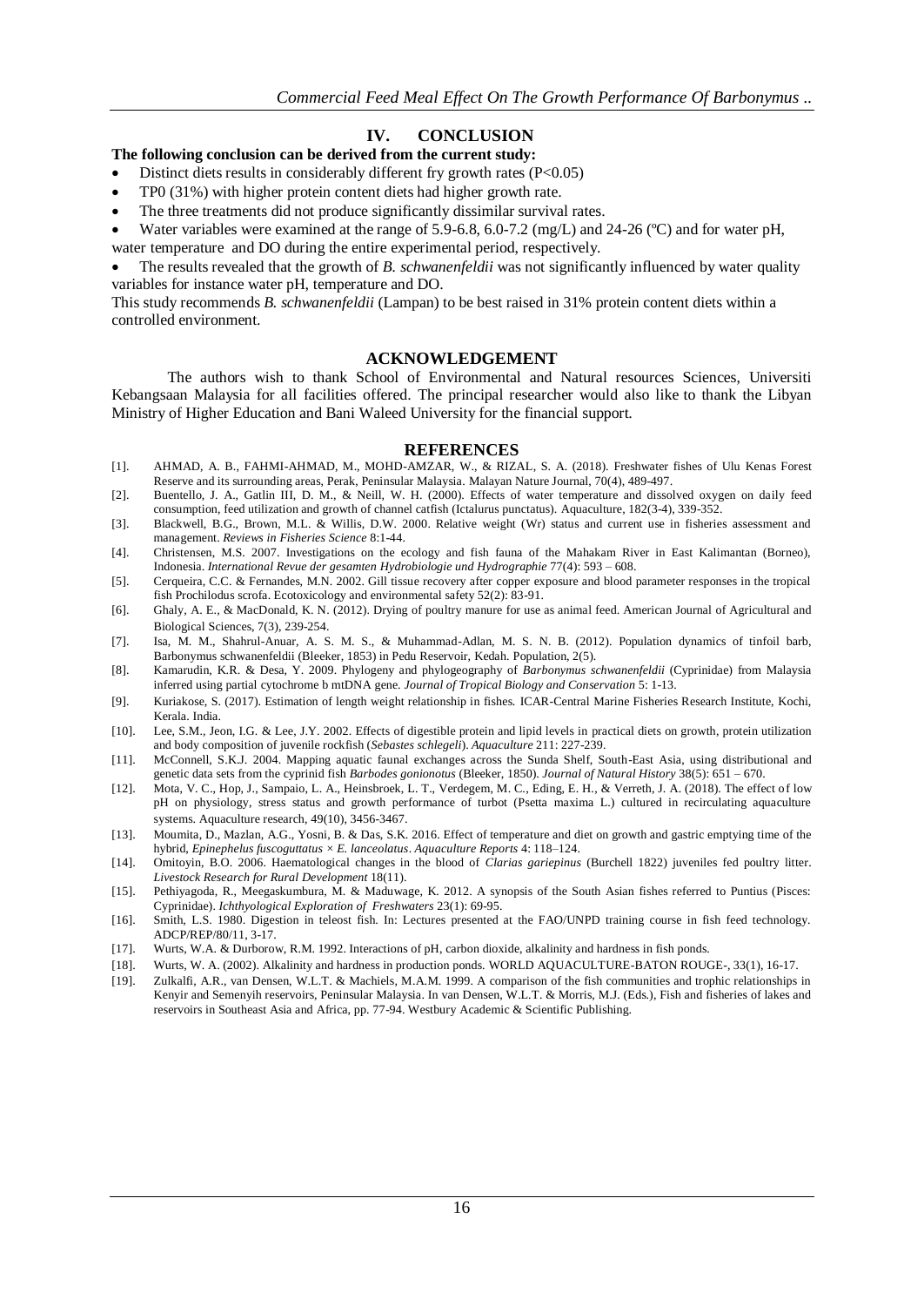## IV. CONCLUSION

**The following conclusion can be derived from the current study:**

- Distinct diets results in considerably different fry growth rates ($P<0.05$)
- TP0 (31%) with higher protein content diets had higher growth rate.
- The three treatments did not produce significantly dissimilar survival rates.
- Water variables were examined at the range of 5.9-6.8, 6.0-7.2 (mg/L) and 24-26 (ºC) and for water pH, water temperature and DO during the entire experimental period, respectively.
- The results revealed that the growth of *B. schwanenfeldii* was not significantly influenced by water quality variables for instance water pH, temperature and DO.

This study recommends *B. schwanenfeldii* (Lampan) to be best raised in 31% protein content diets within a controlled environment.

## ACKNOWLEDGEMENT

The authors wish to thank School of Environmental and Natural resources Sciences, Universiti Kebangsaan Malaysia for all facilities offered. The principal researcher would also like to thank the Libyan Ministry of Higher Education and Bani Waleed University for the financial support.

## REFERENCES

[1]. AHMAD, A. B., FAHMI-AHMAD, M., MOHD-AMZAR, W., & RIZAL, S. A. (2018). Freshwater fishes of Ulu Kenas Forest Reserve and its surrounding areas, Perak, Peninsular Malaysia. Malayan Nature Journal, 70(4), 489-497.

[2]. Buentello, J. A., Gatlin III, D. M., & Neill, W. H. (2000). Effects of water temperature and dissolved oxygen on daily feed consumption, feed utilization and growth of channel catfish (Ictalurus punctatus). Aquaculture, 182(3-4), 339-352.

[3]. Blackwell, B.G., Brown, M.L. & Willis, D.W. 2000. Relative weight (Wr) status and current use in fisheries assessment and management. *Reviews in Fisheries Science* 8:1-44.

[4]. Christensen, M.S. 2007. Investigations on the ecology and fish fauna of the Mahakam River in East Kalimantan (Borneo), Indonesia. *International Revue der gesamten Hydrobiologie und Hydrographie* 77(4): 593 – 608.

[5]. Cerqueira, C.C. & Fernandes, M.N. 2002. Gill tissue recovery after copper exposure and blood parameter responses in the tropical fish Prochilodus scrofa. Ecotoxicology and environmental safety 52(2): 83-91.

[6]. Ghaly, A. E., & MacDonald, K. N. (2012). Drying of poultry manure for use as animal feed. American Journal of Agricultural and Biological Sciences, 7(3), 239-254.

[7]. Isa, M. M., Shahrul-Anuar, A. S. M. S., & Muhammad-Adlan, M. S. N. B. (2012). Population dynamics of tinfoil barb, Barbonymus schwanenfeldii (Bleeker, 1853) in Pedu Reservoir, Kedah. Population, 2(5).

[8]. Kamarudin, K.R. & Desa, Y. 2009. Phylogeny and phylogeography of *Barbonymus schwanenfeldii* (Cyprinidae) from Malaysia inferred using partial cytochrome b mtDNA gene. *Journal of Tropical Biology and Conservation* 5: 1-13.

[9]. Kuriakose, S. (2017). Estimation of length weight relationship in fishes. ICAR-Central Marine Fisheries Research Institute, Kochi, Kerala. India.

[10]. Lee, S.M., Jeon, I.G. & Lee, J.Y. 2002. Effects of digestible protein and lipid levels in practical diets on growth, protein utilization and body composition of juvenile rockfish (*Sebastes schlegeli*). *Aquaculture* 211: 227-239.

[11]. McConnell, S.K.J. 2004. Mapping aquatic faunal exchanges across the Sunda Shelf, South-East Asia, using distributional and genetic data sets from the cyprinid fish *Barbodes gonionotus* (Bleeker, 1850). *Journal of Natural History* 38(5): 651 – 670.

[12]. Mota, V. C., Hop, J., Sampaio, L. A., Heinsbroek, L. T., Verdegem, M. C., Eding, E. H., & Verreth, J. A. (2018). The effect of low pH on physiology, stress status and growth performance of turbot (Psetta maxima L.) cultured in recirculating aquaculture systems. Aquaculture research, 49(10), 3456-3467.

[13]. Moumita, D., Mazlan, A.G., Yosni, B. & Das, S.K. 2016. Effect of temperature and diet on growth and gastric emptying time of the hybrid, *Epinephelus fuscoguttatus* × *E. lanceolatus*. *Aquaculture Reports* 4: 118–124.

[14]. Omitoyin, B.O. 2006. Haematological changes in the blood of *Clarias gariepinus* (Burchell 1822) juveniles fed poultry litter. *Livestock Research for Rural Development* 18(11).

[15]. Pethiyagoda, R., Meegaskumbura, M. & Maduwage, K. 2012. A synopsis of the South Asian fishes referred to Puntius (Pisces: Cyprinidae). *Ichthyological Exploration of Freshwaters* 23(1): 69-95.

[16]. Smith, L.S. 1980. Digestion in teleost fish. In: Lectures presented at the FAO/UNPD training course in fish feed technology. ADCP/REP/80/11, 3-17.

[17]. Wurts, W.A. & Durborow, R.M. 1992. Interactions of pH, carbon dioxide, alkalinity and hardness in fish ponds.

[18]. Wurts, W. A. (2002). Alkalinity and hardness in production ponds. WORLD AQUACULTURE-BATON ROUGE-, 33(1), 16-17.

[19]. Zulkalfi, A.R., van Densen, W.L.T. & Machiels, M.A.M. 1999. A comparison of the fish communities and trophic relationships in Kenyir and Semenyih reservoirs, Peninsular Malaysia. In van Densen, W.L.T. & Morris, M.J. (Eds.), Fish and fisheries of lakes and reservoirs in Southeast Asia and Africa, pp. 77-94. Westbury Academic & Scientific Publishing.